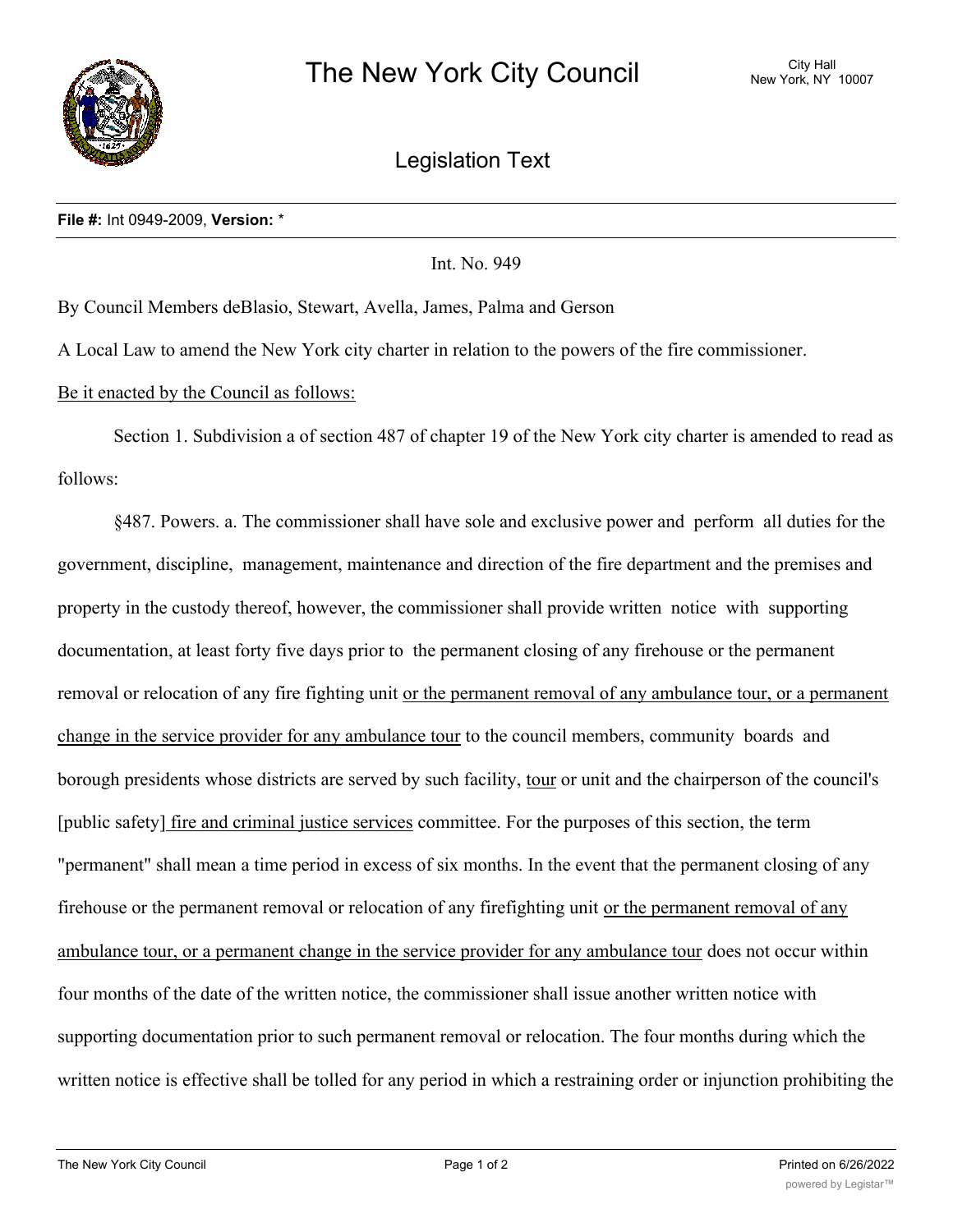# The New York City Council

City Hall
New York, NY 10007

## Legislation Text

**File #:** Int 0949-2009, **Version:** *

Int. No. 949

By Council Members deBlasio, Stewart, Avella, James, Palma and Gerson

A Local Law to amend the New York city charter in relation to the powers of the fire commissioner.

Be it enacted by the Council as follows:

Section 1. Subdivision a of section 487 of chapter 19 of the New York city charter is amended to read as follows:

§487. Powers. a. The commissioner shall have sole and exclusive power and perform all duties for the government, discipline, management, maintenance and direction of the fire department and the premises and property in the custody thereof, however, the commissioner shall provide written notice with supporting documentation, at least forty five days prior to the permanent closing of any firehouse or the permanent removal or relocation of any fire fighting unit or the permanent removal of any ambulance tour, or a permanent change in the service provider for any ambulance tour to the council members, community boards and borough presidents whose districts are served by such facility, tour or unit and the chairperson of the council's [public safety] fire and criminal justice services committee. For the purposes of this section, the term "permanent" shall mean a time period in excess of six months. In the event that the permanent closing of any firehouse or the permanent removal or relocation of any firefighting unit or the permanent removal of any ambulance tour, or a permanent change in the service provider for any ambulance tour does not occur within four months of the date of the written notice, the commissioner shall issue another written notice with supporting documentation prior to such permanent removal or relocation. The four months during which the written notice is effective shall be tolled for any period in which a restraining order or injunction prohibiting the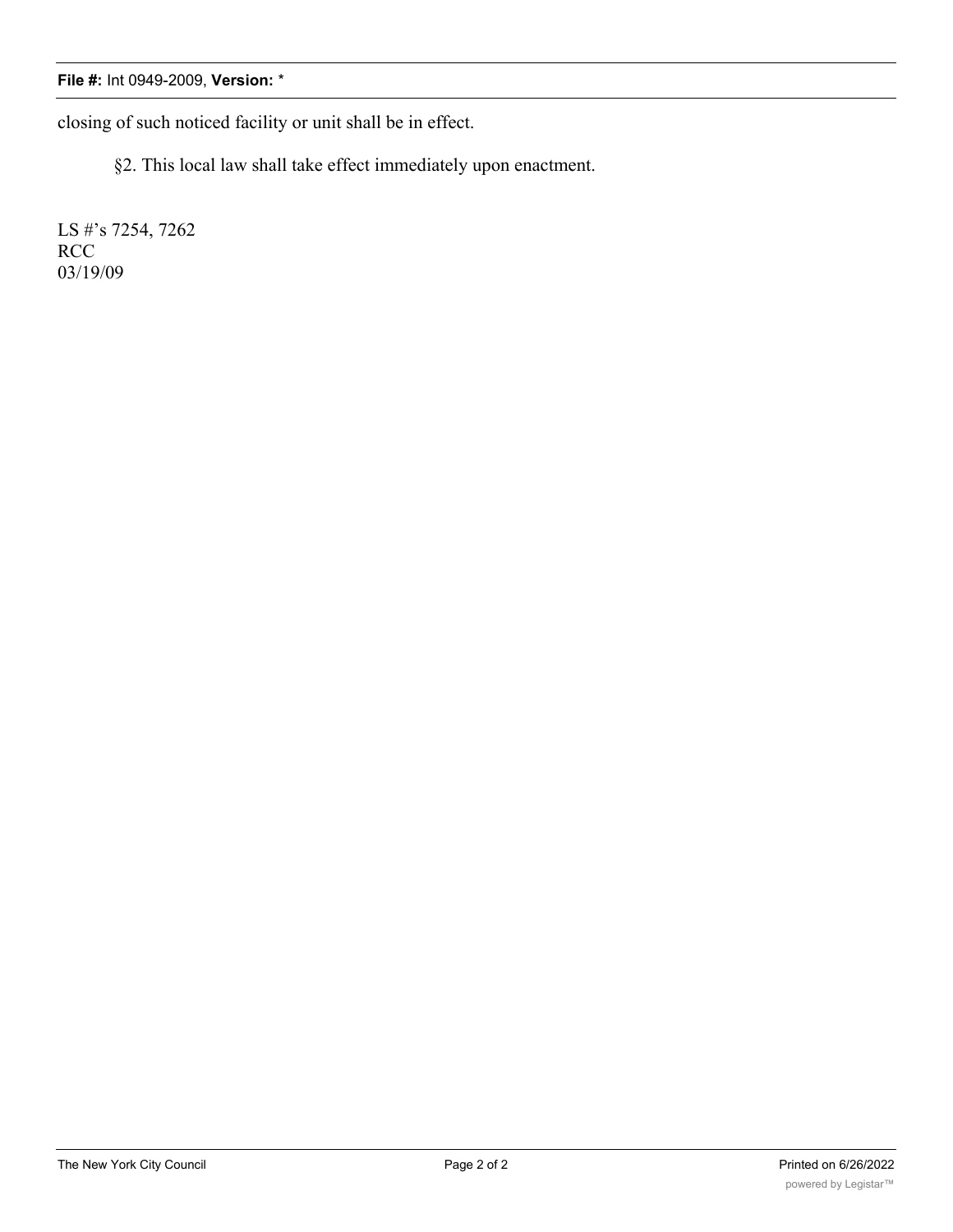closing of such noticed facility or unit shall be in effect.

§2. This local law shall take effect immediately upon enactment.

LS #'s 7254, 7262
RCC
03/19/09